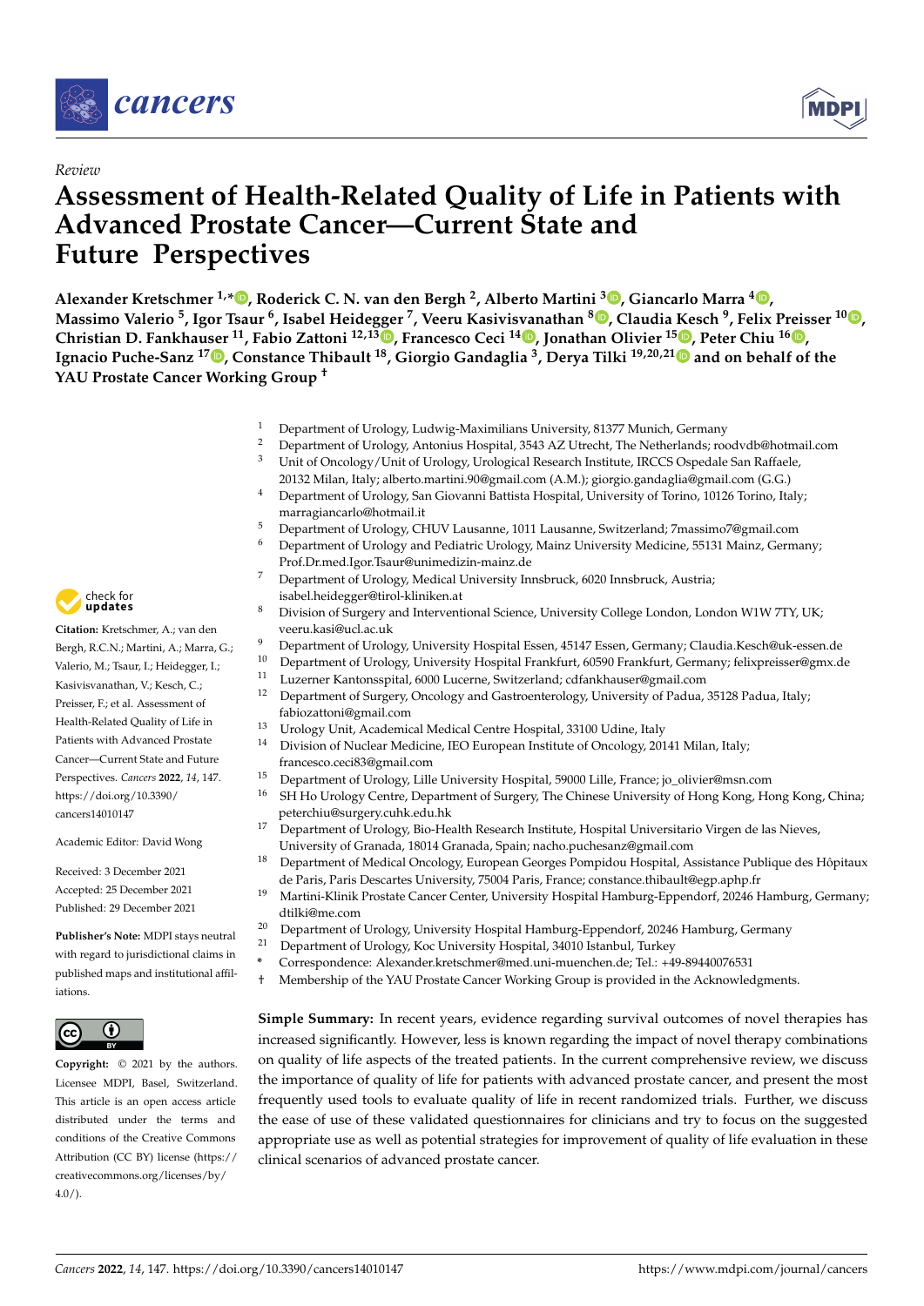*Review*

# Assessment of Health-Related Quality of Life in Patients with Advanced Prostate Cancer—Current State and Future Perspectives

**Alexander Kretschmer [1,*], Roderick C. N. van den Bergh [2], Alberto Martini [3], Giancarlo Marra [4], Massimo Valerio [5], Igor Tsaur [6], Isabel Heidegger [7], Veeru Kasivisvanathan [8], Claudia Kesch [9], Felix Preisser [10], Christian D. Fankhauser [11], Fabio Zattoni [12,13], Francesco Ceci [14], Jonathan Olivier [15], Peter Chiu [16], Ignacio Puche-Sanz [17], Constance Thibault [18], Giorgio Gandaglia [3], Derya Tilki [19,20,21] and on behalf of the YAU Prostate Cancer Working Group †**

1. Department of Urology, Ludwig-Maximilians University, 81377 Munich, Germany
2. Department of Urology, Antonius Hospital, 3543 AZ Utrecht, The Netherlands; roodvdb@hotmail.com
3. Unit of Oncology/Unit of Urology, Urological Research Institute, IRCCS Ospedale San Raffaele, 20132 Milan, Italy; alberto.martini.90@gmail.com (A.M.); giorgio.gandaglia@gmail.com (G.G.)
4. Department of Urology, San Giovanni Battista Hospital, University of Torino, 10126 Torino, Italy; marragiancarlo@hotmail.it
5. Department of Urology, CHUV Lausanne, 1011 Lausanne, Switzerland; 7massimo7@gmail.com
6. Department of Urology and Pediatric Urology, Mainz University Medicine, 55131 Mainz, Germany; Prof.Dr.med.Igor.Tsaur@unimedizin-mainz.de
7. Department of Urology, Medical University Innsbruck, 6020 Innsbruck, Austria; isabel.heidegger@tirol-kliniken.at
8. Division of Surgery and Interventional Science, University College London, London W1W 7TY, UK; veeru.kasi@ucl.ac.uk
9. Department of Urology, University Hospital Essen, 45147 Essen, Germany; Claudia.Kesch@uk-essen.de
10. Department of Urology, University Hospital Frankfurt, 60590 Frankfurt, Germany; felixpreisser@gmx.de
11. Luzerner Kantonsspital, 6000 Lucerne, Switzerland; cdfankhauser@gmail.com
12. Department of Surgery, Oncology and Gastroenterology, University of Padua, 35128 Padua, Italy; fabiozattoni@gmail.com
13. Urology Unit, Academical Medical Centre Hospital, 33100 Udine, Italy
14. Division of Nuclear Medicine, IEO European Institute of Oncology, 20141 Milan, Italy; francesco.ceci83@gmail.com
15. Department of Urology, Lille University Hospital, 59000 Lille, France; jo_olivier@msn.com
16. SH Ho Urology Centre, Department of Surgery, The Chinese University of Hong Kong, Hong Kong, China; peterchiu@surgery.cuhk.edu.hk
17. Department of Urology, Bio-Health Research Institute, Hospital Universitario Virgen de las Nieves, University of Granada, 18014 Granada, Spain; nacho.puchesanz@gmail.com
18. Department of Medical Oncology, European Georges Pompidou Hospital, Assistance Publique des Hôpitaux de Paris, Paris Descartes University, 75004 Paris, France; constance.thibault@egp.aphp.fr
19. Martini-Klinik Prostate Cancer Center, University Hospital Hamburg-Eppendorf, 20246 Hamburg, Germany; dtilki@me.com
20. Department of Urology, University Hospital Hamburg-Eppendorf, 20246 Hamburg, Germany
21. Department of Urology, Koc University Hospital, 34010 Istanbul, Turkey

\* Correspondence: Alexander.kretschmer@med.uni-muenchen.de; Tel.: +49-89440076531

† Membership of the YAU Prostate Cancer Working Group is provided in the Acknowledgments.

**Citation:** Kretschmer, A.; van den Bergh, R.C.N.; Martini, A.; Marra, G.; Valerio, M.; Tsaur, I.; Heidegger, I.; Kasivisvanathan, V.; Kesch, C.; Preisser, F.; et al. Assessment of Health-Related Quality of Life in Patients with Advanced Prostate Cancer—Current State and Future Perspectives. *Cancers* **2022**, *14*, 147. https://doi.org/10.3390/cancers14010147

Academic Editor: David Wong

Received: 3 December 2021
Accepted: 25 December 2021
Published: 29 December 2021

**Publisher's Note:** MDPI stays neutral with regard to jurisdictional claims in published maps and institutional affiliations.

**Copyright:** © 2021 by the authors. Licensee MDPI, Basel, Switzerland. This article is an open access article distributed under the terms and conditions of the Creative Commons Attribution (CC BY) license (https://creativecommons.org/licenses/by/4.0/).

**Simple Summary:** In recent years, evidence regarding survival outcomes of novel therapies has increased significantly. However, less is known regarding the impact of novel therapy combinations on quality of life aspects of the treated patients. In the current comprehensive review, we discuss the importance of quality of life for patients with advanced prostate cancer, and present the most frequently used tools to evaluate quality of life in recent randomized trials. Further, we discuss the ease of use of these validated questionnaires for clinicians and try to focus on the suggested appropriate use as well as potential strategies for improvement of quality of life evaluation in these clinical scenarios of advanced prostate cancer.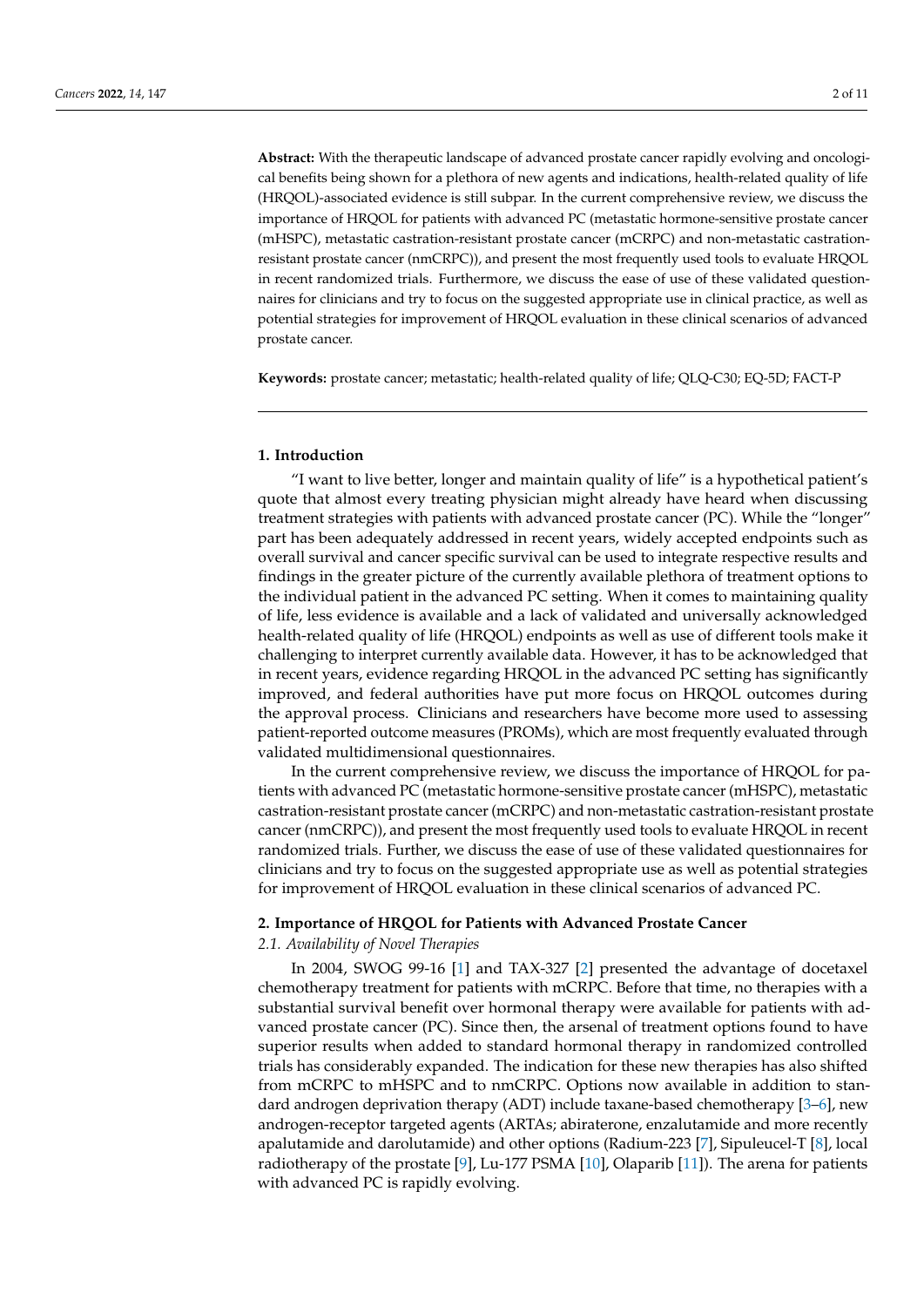**Abstract:** With the therapeutic landscape of advanced prostate cancer rapidly evolving and oncological benefits being shown for a plethora of new agents and indications, health-related quality of life (HRQOL)-associated evidence is still subpar. In the current comprehensive review, we discuss the importance of HRQOL for patients with advanced PC (metastatic hormone-sensitive prostate cancer (mHSPC), metastatic castration-resistant prostate cancer (mCRPC) and non-metastatic castration-resistant prostate cancer (nmCRPC)), and present the most frequently used tools to evaluate HRQOL in recent randomized trials. Furthermore, we discuss the ease of use of these validated questionnaires for clinicians and try to focus on the suggested appropriate use in clinical practice, as well as potential strategies for improvement of HRQOL evaluation in these clinical scenarios of advanced prostate cancer.

**Keywords:** prostate cancer; metastatic; health-related quality of life; QLQ-C30; EQ-5D; FACT-P

## 1. Introduction

"I want to live better, longer and maintain quality of life" is a hypothetical patient's quote that almost every treating physician might already have heard when discussing treatment strategies with patients with advanced prostate cancer (PC). While the "longer" part has been adequately addressed in recent years, widely accepted endpoints such as overall survival and cancer specific survival can be used to integrate respective results and findings in the greater picture of the currently available plethora of treatment options to the individual patient in the advanced PC setting. When it comes to maintaining quality of life, less evidence is available and a lack of validated and universally acknowledged health-related quality of life (HRQOL) endpoints as well as use of different tools make it challenging to interpret currently available data. However, it has to be acknowledged that in recent years, evidence regarding HRQOL in the advanced PC setting has significantly improved, and federal authorities have put more focus on HRQOL outcomes during the approval process. Clinicians and researchers have become more used to assessing patient-reported outcome measures (PROMs), which are most frequently evaluated through validated multidimensional questionnaires.

In the current comprehensive review, we discuss the importance of HRQOL for patients with advanced PC (metastatic hormone-sensitive prostate cancer (mHSPC), metastatic castration-resistant prostate cancer (mCRPC) and non-metastatic castration-resistant prostate cancer (nmCRPC)), and present the most frequently used tools to evaluate HRQOL in recent randomized trials. Further, we discuss the ease of use of these validated questionnaires for clinicians and try to focus on the suggested appropriate use as well as potential strategies for improvement of HRQOL evaluation in these clinical scenarios of advanced PC.

## 2. Importance of HRQOL for Patients with Advanced Prostate Cancer

### 2.1. Availability of Novel Therapies

In 2004, SWOG 99-16 [1] and TAX-327 [2] presented the advantage of docetaxel chemotherapy treatment for patients with mCRPC. Before that time, no therapies with a substantial survival benefit over hormonal therapy were available for patients with advanced prostate cancer (PC). Since then, the arsenal of treatment options found to have superior results when added to standard hormonal therapy in randomized controlled trials has considerably expanded. The indication for these new therapies has also shifted from mCRPC to mHSPC and to nmCRPC. Options now available in addition to standard androgen deprivation therapy (ADT) include taxane-based chemotherapy [3–6], new androgen-receptor targeted agents (ARTAs; abiraterone, enzalutamide and more recently apalutamide and darolutamide) and other options (Radium-223 [7], Sipuleucel-T [8], local radiotherapy of the prostate [9], Lu-177 PSMA [10], Olaparib [11]). The arena for patients with advanced PC is rapidly evolving.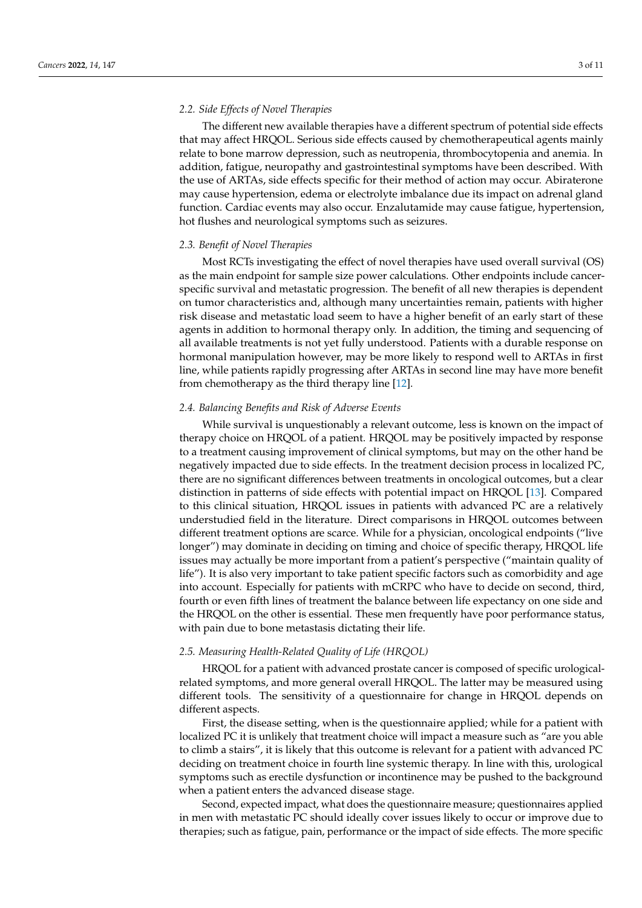### 2.2. Side Effects of Novel Therapies

The different new available therapies have a different spectrum of potential side effects that may affect HRQOL. Serious side effects caused by chemotherapeutical agents mainly relate to bone marrow depression, such as neutropenia, thrombocytopenia and anemia. In addition, fatigue, neuropathy and gastrointestinal symptoms have been described. With the use of ARTAs, side effects specific for their method of action may occur. Abiraterone may cause hypertension, edema or electrolyte imbalance due its impact on adrenal gland function. Cardiac events may also occur. Enzalutamide may cause fatigue, hypertension, hot flushes and neurological symptoms such as seizures.

### 2.3. Benefit of Novel Therapies

Most RCTs investigating the effect of novel therapies have used overall survival (OS) as the main endpoint for sample size power calculations. Other endpoints include cancer-specific survival and metastatic progression. The benefit of all new therapies is dependent on tumor characteristics and, although many uncertainties remain, patients with higher risk disease and metastatic load seem to have a higher benefit of an early start of these agents in addition to hormonal therapy only. In addition, the timing and sequencing of all available treatments is not yet fully understood. Patients with a durable response on hormonal manipulation however, may be more likely to respond well to ARTAs in first line, while patients rapidly progressing after ARTAs in second line may have more benefit from chemotherapy as the third therapy line [12].

### 2.4. Balancing Benefits and Risk of Adverse Events

While survival is unquestionably a relevant outcome, less is known on the impact of therapy choice on HRQOL of a patient. HRQOL may be positively impacted by response to a treatment causing improvement of clinical symptoms, but may on the other hand be negatively impacted due to side effects. In the treatment decision process in localized PC, there are no significant differences between treatments in oncological outcomes, but a clear distinction in patterns of side effects with potential impact on HRQOL [13]. Compared to this clinical situation, HRQOL issues in patients with advanced PC are a relatively understudied field in the literature. Direct comparisons in HRQOL outcomes between different treatment options are scarce. While for a physician, oncological endpoints ("live longer") may dominate in deciding on timing and choice of specific therapy, HRQOL life issues may actually be more important from a patient's perspective ("maintain quality of life"). It is also very important to take patient specific factors such as comorbidity and age into account. Especially for patients with mCRPC who have to decide on second, third, fourth or even fifth lines of treatment the balance between life expectancy on one side and the HRQOL on the other is essential. These men frequently have poor performance status, with pain due to bone metastasis dictating their life.

### 2.5. Measuring Health-Related Quality of Life (HRQOL)

HRQOL for a patient with advanced prostate cancer is composed of specific urological-related symptoms, and more general overall HRQOL. The latter may be measured using different tools. The sensitivity of a questionnaire for change in HRQOL depends on different aspects.

First, the disease setting, when is the questionnaire applied; while for a patient with localized PC it is unlikely that treatment choice will impact a measure such as "are you able to climb a stairs", it is likely that this outcome is relevant for a patient with advanced PC deciding on treatment choice in fourth line systemic therapy. In line with this, urological symptoms such as erectile dysfunction or incontinence may be pushed to the background when a patient enters the advanced disease stage.

Second, expected impact, what does the questionnaire measure; questionnaires applied in men with metastatic PC should ideally cover issues likely to occur or improve due to therapies; such as fatigue, pain, performance or the impact of side effects. The more specific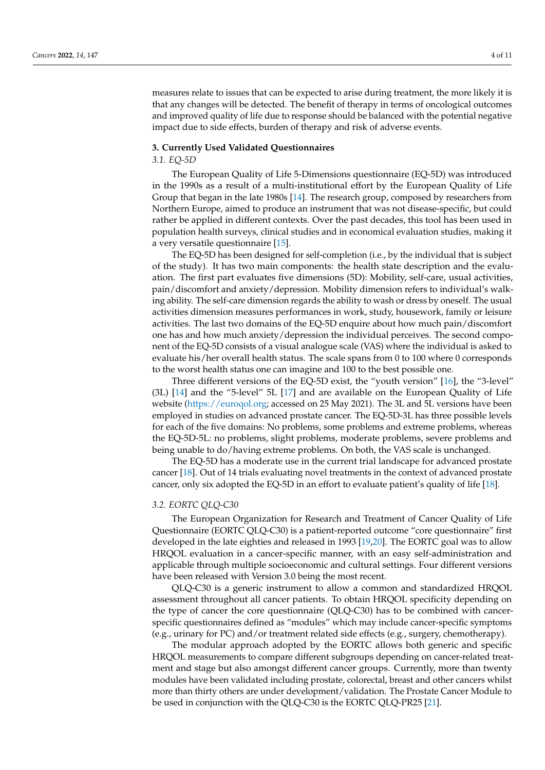measures relate to issues that can be expected to arise during treatment, the more likely it is that any changes will be detected. The benefit of therapy in terms of oncological outcomes and improved quality of life due to response should be balanced with the potential negative impact due to side effects, burden of therapy and risk of adverse events.

## 3. Currently Used Validated Questionnaires

### 3.1. EQ-5D

The European Quality of Life 5-Dimensions questionnaire (EQ-5D) was introduced in the 1990s as a result of a multi-institutional effort by the European Quality of Life Group that began in the late 1980s [14]. The research group, composed by researchers from Northern Europe, aimed to produce an instrument that was not disease-specific, but could rather be applied in different contexts. Over the past decades, this tool has been used in population health surveys, clinical studies and in economical evaluation studies, making it a very versatile questionnaire [15].

The EQ-5D has been designed for self-completion (i.e., by the individual that is subject of the study). It has two main components: the health state description and the evaluation. The first part evaluates five dimensions (5D): Mobility, self-care, usual activities, pain/discomfort and anxiety/depression. Mobility dimension refers to individual's walking ability. The self-care dimension regards the ability to wash or dress by oneself. The usual activities dimension measures performances in work, study, housework, family or leisure activities. The last two domains of the EQ-5D enquire about how much pain/discomfort one has and how much anxiety/depression the individual perceives. The second component of the EQ-5D consists of a visual analogue scale (VAS) where the individual is asked to evaluate his/her overall health status. The scale spans from 0 to 100 where 0 corresponds to the worst health status one can imagine and 100 to the best possible one.

Three different versions of the EQ-5D exist, the "youth version" [16], the "3-level" (3L) [14] and the "5-level" 5L [17] and are available on the European Quality of Life website (https://euroqol.org; accessed on 25 May 2021). The 3L and 5L versions have been employed in studies on advanced prostate cancer. The EQ-5D-3L has three possible levels for each of the five domains: No problems, some problems and extreme problems, whereas the EQ-5D-5L: no problems, slight problems, moderate problems, severe problems and being unable to do/having extreme problems. On both, the VAS scale is unchanged.

The EQ-5D has a moderate use in the current trial landscape for advanced prostate cancer [18]. Out of 14 trials evaluating novel treatments in the context of advanced prostate cancer, only six adopted the EQ-5D in an effort to evaluate patient's quality of life [18].

### 3.2. EORTC QLQ-C30

The European Organization for Research and Treatment of Cancer Quality of Life Questionnaire (EORTC QLQ-C30) is a patient-reported outcome "core questionnaire" first developed in the late eighties and released in 1993 [19,20]. The EORTC goal was to allow HRQOL evaluation in a cancer-specific manner, with an easy self-administration and applicable through multiple socioeconomic and cultural settings. Four different versions have been released with Version 3.0 being the most recent.

QLQ-C30 is a generic instrument to allow a common and standardized HRQOL assessment throughout all cancer patients. To obtain HRQOL specificity depending on the type of cancer the core questionnaire (QLQ-C30) has to be combined with cancer-specific questionnaires defined as "modules" which may include cancer-specific symptoms (e.g., urinary for PC) and/or treatment related side effects (e.g., surgery, chemotherapy).

The modular approach adopted by the EORTC allows both generic and specific HRQOL measurements to compare different subgroups depending on cancer-related treatment and stage but also amongst different cancer groups. Currently, more than twenty modules have been validated including prostate, colorectal, breast and other cancers whilst more than thirty others are under development/validation. The Prostate Cancer Module to be used in conjunction with the QLQ-C30 is the EORTC QLQ-PR25 [21].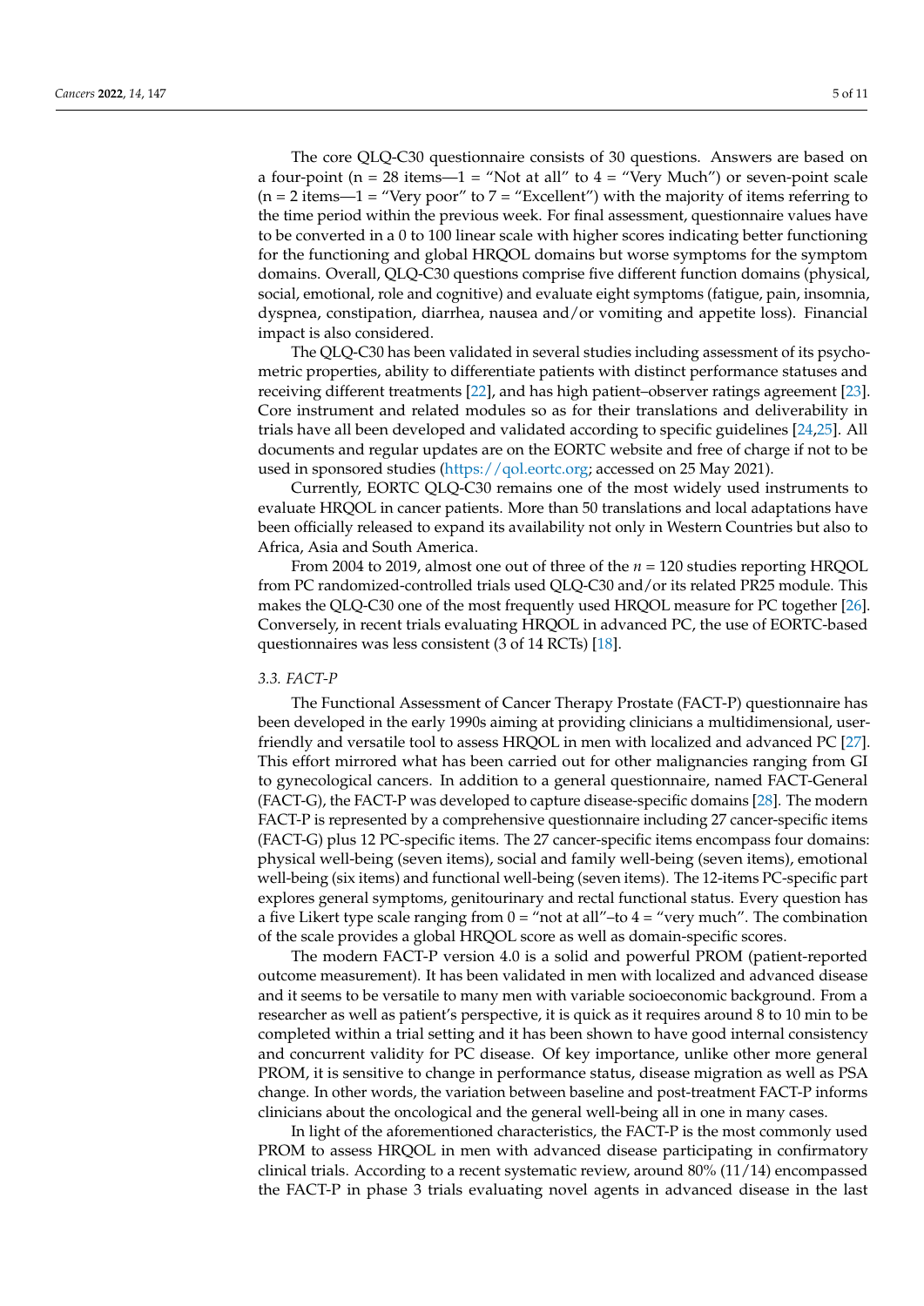The core QLQ-C30 questionnaire consists of 30 questions. Answers are based on a four-point (n = 28 items—1 = "Not at all" to 4 = "Very Much") or seven-point scale (n = 2 items—1 = "Very poor" to 7 = "Excellent") with the majority of items referring to the time period within the previous week. For final assessment, questionnaire values have to be converted in a 0 to 100 linear scale with higher scores indicating better functioning for the functioning and global HRQOL domains but worse symptoms for the symptom domains. Overall, QLQ-C30 questions comprise five different function domains (physical, social, emotional, role and cognitive) and evaluate eight symptoms (fatigue, pain, insomnia, dyspnea, constipation, diarrhea, nausea and/or vomiting and appetite loss). Financial impact is also considered.

The QLQ-C30 has been validated in several studies including assessment of its psychometric properties, ability to differentiate patients with distinct performance statuses and receiving different treatments [22], and has high patient–observer ratings agreement [23]. Core instrument and related modules so as for their translations and deliverability in trials have all been developed and validated according to specific guidelines [24,25]. All documents and regular updates are on the EORTC website and free of charge if not to be used in sponsored studies (https://qol.eortc.org; accessed on 25 May 2021).

Currently, EORTC QLQ-C30 remains one of the most widely used instruments to evaluate HRQOL in cancer patients. More than 50 translations and local adaptations have been officially released to expand its availability not only in Western Countries but also to Africa, Asia and South America.

From 2004 to 2019, almost one out of three of the *n* = 120 studies reporting HRQOL from PC randomized-controlled trials used QLQ-C30 and/or its related PR25 module. This makes the QLQ-C30 one of the most frequently used HRQOL measure for PC together [26]. Conversely, in recent trials evaluating HRQOL in advanced PC, the use of EORTC-based questionnaires was less consistent (3 of 14 RCTs) [18].

### 3.3. FACT-P

The Functional Assessment of Cancer Therapy Prostate (FACT-P) questionnaire has been developed in the early 1990s aiming at providing clinicians a multidimensional, user-friendly and versatile tool to assess HRQOL in men with localized and advanced PC [27]. This effort mirrored what has been carried out for other malignancies ranging from GI to gynecological cancers. In addition to a general questionnaire, named FACT-General (FACT-G), the FACT-P was developed to capture disease-specific domains [28]. The modern FACT-P is represented by a comprehensive questionnaire including 27 cancer-specific items (FACT-G) plus 12 PC-specific items. The 27 cancer-specific items encompass four domains: physical well-being (seven items), social and family well-being (seven items), emotional well-being (six items) and functional well-being (seven items). The 12-items PC-specific part explores general symptoms, genitourinary and rectal functional status. Every question has a five Likert type scale ranging from 0 = "not at all"–to 4 = "very much". The combination of the scale provides a global HRQOL score as well as domain-specific scores.

The modern FACT-P version 4.0 is a solid and powerful PROM (patient-reported outcome measurement). It has been validated in men with localized and advanced disease and it seems to be versatile to many men with variable socioeconomic background. From a researcher as well as patient's perspective, it is quick as it requires around 8 to 10 min to be completed within a trial setting and it has been shown to have good internal consistency and concurrent validity for PC disease. Of key importance, unlike other more general PROM, it is sensitive to change in performance status, disease migration as well as PSA change. In other words, the variation between baseline and post-treatment FACT-P informs clinicians about the oncological and the general well-being all in one in many cases.

In light of the aforementioned characteristics, the FACT-P is the most commonly used PROM to assess HRQOL in men with advanced disease participating in confirmatory clinical trials. According to a recent systematic review, around 80% (11/14) encompassed the FACT-P in phase 3 trials evaluating novel agents in advanced disease in the last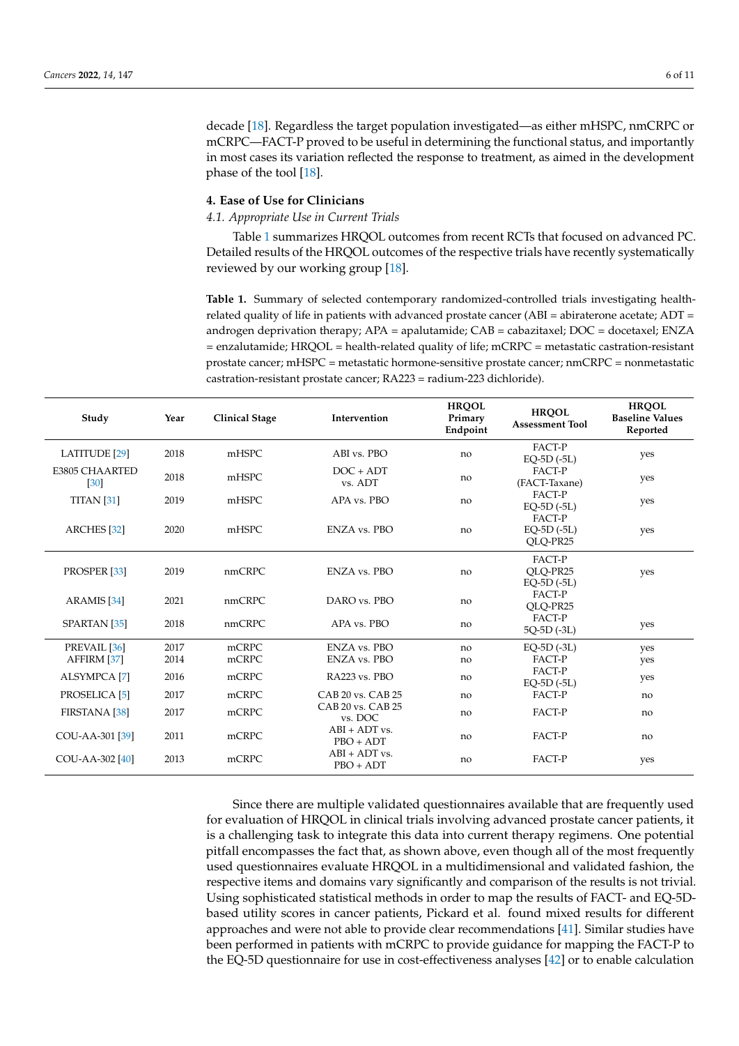decade [18]. Regardless the target population investigated—as either mHSPC, nmCRPC or mCRPC—FACT-P proved to be useful in determining the functional status, and importantly in most cases its variation reflected the response to treatment, as aimed in the development phase of the tool [18].

## 4. Ease of Use for Clinicians

### *4.1. Appropriate Use in Current Trials*

Table 1 summarizes HRQOL outcomes from recent RCTs that focused on advanced PC. Detailed results of the HRQOL outcomes of the respective trials have recently systematically reviewed by our working group [18].

**Table 1.** Summary of selected contemporary randomized-controlled trials investigating health-related quality of life in patients with advanced prostate cancer (ABI = abiraterone acetate; ADT = androgen deprivation therapy; APA = apalutamide; CAB = cabazitaxel; DOC = docetaxel; ENZA = enzalutamide; HRQOL = health-related quality of life; mCRPC = metastatic castration-resistant prostate cancer; mHSPC = metastatic hormone-sensitive prostate cancer; nmCRPC = nonmetastatic castration-resistant prostate cancer; RA223 = radium-223 dichloride).

| Study | Year | Clinical Stage | Intervention | HRQOL Primary Endpoint | HRQOL Assessment Tool | HRQOL Baseline Values Reported |
|---|---|---|---|---|---|---|
| LATITUDE [29] | 2018 | mHSPC | ABI vs. PBO | no | FACT-P<br>EQ-5D (-5L) | yes |
| E3805 CHAARTED [30] | 2018 | mHSPC | DOC + ADT vs. ADT | no | FACT-P<br>(FACT-Taxane) | yes |
| TITAN [31] | 2019 | mHSPC | APA vs. PBO | no | FACT-P<br>EQ-5D (-5L) | yes |
| ARCHES [32] | 2020 | mHSPC | ENZA vs. PBO | no | FACT-P<br>EQ-5D (-5L)<br>QLQ-PR25 | yes |
| PROSPER [33] | 2019 | nmCRPC | ENZA vs. PBO | no | FACT-P<br>QLQ-PR25<br>EQ-5D (-5L) | yes |
| ARAMIS [34] | 2021 | nmCRPC | DARO vs. PBO | no | FACT-P<br>QLQ-PR25 | |
| SPARTAN [35] | 2018 | nmCRPC | APA vs. PBO | no | FACT-P<br>5Q-5D (-3L) | yes |
| PREVAIL [36] | 2017 | mCRPC | ENZA vs. PBO | no | EQ-5D (-3L) | yes |
| AFFIRM [37] | 2014 | mCRPC | ENZA vs. PBO | no | FACT-P | yes |
| ALSYMPCA [7] | 2016 | mCRPC | RA223 vs. PBO | no | FACT-P<br>EQ-5D (-5L) | yes |
| PROSELICA [5] | 2017 | mCRPC | CAB 20 vs. CAB 25 | no | FACT-P | no |
| FIRSTANA [38] | 2017 | mCRPC | CAB 20 vs. CAB 25 vs. DOC | no | FACT-P | no |
| COU-AA-301 [39] | 2011 | mCRPC | ABI + ADT vs. PBO + ADT | no | FACT-P | no |
| COU-AA-302 [40] | 2013 | mCRPC | ABI + ADT vs. PBO + ADT | no | FACT-P | yes |

Since there are multiple validated questionnaires available that are frequently used for evaluation of HRQOL in clinical trials involving advanced prostate cancer patients, it is a challenging task to integrate this data into current therapy regimens. One potential pitfall encompasses the fact that, as shown above, even though all of the most frequently used questionnaires evaluate HRQOL in a multidimensional and validated fashion, the respective items and domains vary significantly and comparison of the results is not trivial. Using sophisticated statistical methods in order to map the results of FACT- and EQ-5D-based utility scores in cancer patients, Pickard et al. found mixed results for different approaches and were not able to provide clear recommendations [41]. Similar studies have been performed in patients with mCRPC to provide guidance for mapping the FACT-P to the EQ-5D questionnaire for use in cost-effectiveness analyses [42] or to enable calculation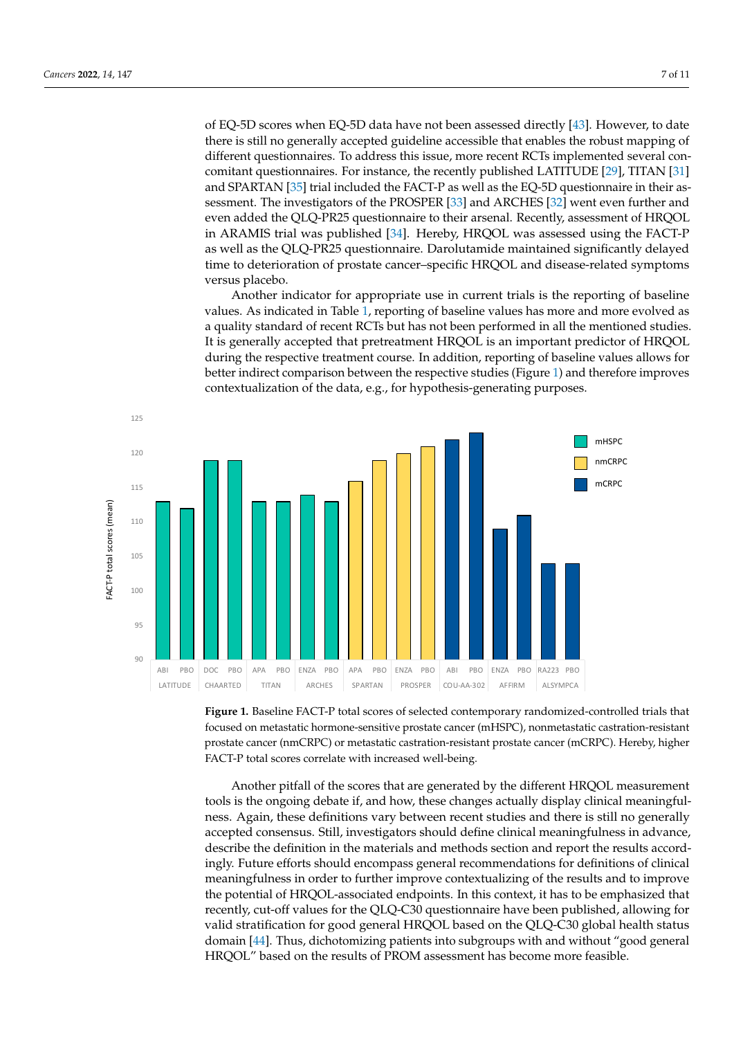of EQ-5D scores when EQ-5D data have not been assessed directly [43]. However, to date there is still no generally accepted guideline accessible that enables the robust mapping of different questionnaires. To address this issue, more recent RCTs implemented several concomitant questionnaires. For instance, the recently published LATITUDE [29], TITAN [31] and SPARTAN [35] trial included the FACT-P as well as the EQ-5D questionnaire in their assessment. The investigators of the PROSPER [33] and ARCHES [32] went even further and even added the QLQ-PR25 questionnaire to their arsenal. Recently, assessment of HRQOL in ARAMIS trial was published [34]. Hereby, HRQOL was assessed using the FACT-P as well as the QLQ-PR25 questionnaire. Darolutamide maintained significantly delayed time to deterioration of prostate cancer–specific HRQOL and disease-related symptoms versus placebo.

Another indicator for appropriate use in current trials is the reporting of baseline values. As indicated in Table 1, reporting of baseline values has more and more evolved as a quality standard of recent RCTs but has not been performed in all the mentioned studies. It is generally accepted that pretreatment HRQOL is an important predictor of HRQOL during the respective treatment course. In addition, reporting of baseline values allows for better indirect comparison between the respective studies (Figure 1) and therefore improves contextualization of the data, e.g., for hypothesis-generating purposes.

**Figure 1.** Baseline FACT-P total scores of selected contemporary randomized-controlled trials that focused on metastatic hormone-sensitive prostate cancer (mHSPC), nonmetastatic castration-resistant prostate cancer (nmCRPC) or metastatic castration-resistant prostate cancer (mCRPC). Hereby, higher FACT-P total scores correlate with increased well-being.

Another pitfall of the scores that are generated by the different HRQOL measurement tools is the ongoing debate if, and how, these changes actually display clinical meaningfulness. Again, these definitions vary between recent studies and there is still no generally accepted consensus. Still, investigators should define clinical meaningfulness in advance, describe the definition in the materials and methods section and report the results accordingly. Future efforts should encompass general recommendations for definitions of clinical meaningfulness in order to further improve contextualizing of the results and to improve the potential of HRQOL-associated endpoints. In this context, it has to be emphasized that recently, cut-off values for the QLQ-C30 questionnaire have been published, allowing for valid stratification for good general HRQOL based on the QLQ-C30 global health status domain [44]. Thus, dichotomizing patients into subgroups with and without "good general HRQOL" based on the results of PROM assessment has become more feasible.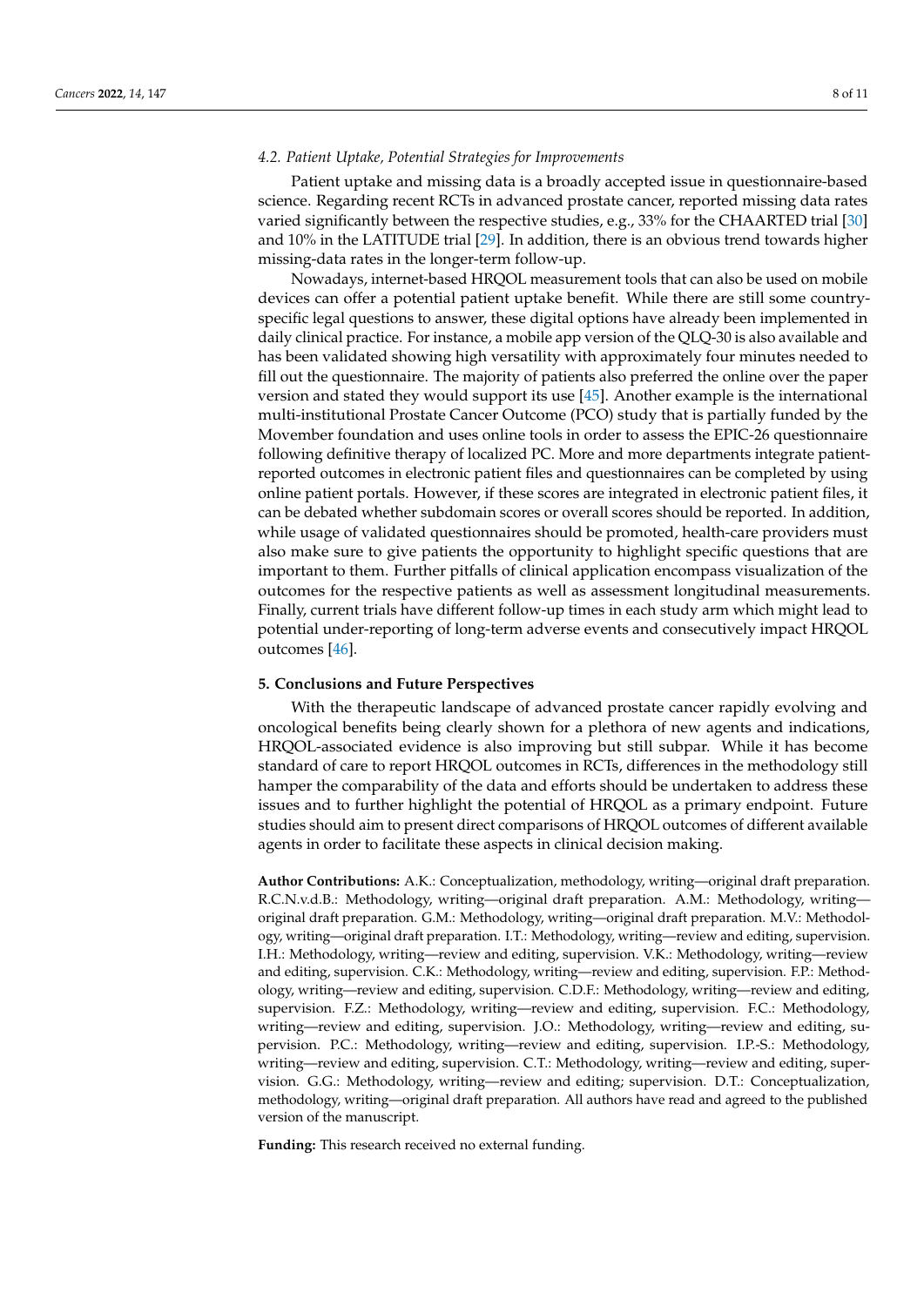### 4.2. Patient Uptake, Potential Strategies for Improvements

Patient uptake and missing data is a broadly accepted issue in questionnaire-based science. Regarding recent RCTs in advanced prostate cancer, reported missing data rates varied significantly between the respective studies, e.g., 33% for the CHAARTED trial [30] and 10% in the LATITUDE trial [29]. In addition, there is an obvious trend towards higher missing-data rates in the longer-term follow-up.

Nowadays, internet-based HRQOL measurement tools that can also be used on mobile devices can offer a potential patient uptake benefit. While there are still some country-specific legal questions to answer, these digital options have already been implemented in daily clinical practice. For instance, a mobile app version of the QLQ-30 is also available and has been validated showing high versatility with approximately four minutes needed to fill out the questionnaire. The majority of patients also preferred the online over the paper version and stated they would support its use [45]. Another example is the international multi-institutional Prostate Cancer Outcome (PCO) study that is partially funded by the Movember foundation and uses online tools in order to assess the EPIC-26 questionnaire following definitive therapy of localized PC. More and more departments integrate patient-reported outcomes in electronic patient files and questionnaires can be completed by using online patient portals. However, if these scores are integrated in electronic patient files, it can be debated whether subdomain scores or overall scores should be reported. In addition, while usage of validated questionnaires should be promoted, health-care providers must also make sure to give patients the opportunity to highlight specific questions that are important to them. Further pitfalls of clinical application encompass visualization of the outcomes for the respective patients as well as assessment longitudinal measurements. Finally, current trials have different follow-up times in each study arm which might lead to potential under-reporting of long-term adverse events and consecutively impact HRQOL outcomes [46].

## 5. Conclusions and Future Perspectives

With the therapeutic landscape of advanced prostate cancer rapidly evolving and oncological benefits being clearly shown for a plethora of new agents and indications, HRQOL-associated evidence is also improving but still subpar. While it has become standard of care to report HRQOL outcomes in RCTs, differences in the methodology still hamper the comparability of the data and efforts should be undertaken to address these issues and to further highlight the potential of HRQOL as a primary endpoint. Future studies should aim to present direct comparisons of HRQOL outcomes of different available agents in order to facilitate these aspects in clinical decision making.

**Author Contributions:** A.K.: Conceptualization, methodology, writing—original draft preparation. R.C.N.v.d.B.: Methodology, writing—original draft preparation. A.M.: Methodology, writing—original draft preparation. G.M.: Methodology, writing—original draft preparation. M.V.: Methodology, writing—original draft preparation. I.T.: Methodology, writing—review and editing, supervision. I.H.: Methodology, writing—review and editing, supervision. V.K.: Methodology, writing—review and editing, supervision. C.K.: Methodology, writing—review and editing, supervision. F.P.: Methodology, writing—review and editing, supervision. C.D.F.: Methodology, writing—review and editing, supervision. F.Z.: Methodology, writing—review and editing, supervision. F.C.: Methodology, writing—review and editing, supervision. J.O.: Methodology, writing—review and editing, supervision. P.C.: Methodology, writing—review and editing, supervision. I.P.-S.: Methodology, writing—review and editing, supervision. C.T.: Methodology, writing—review and editing, supervision. G.G.: Methodology, writing—review and editing; supervision. D.T.: Conceptualization, methodology, writing—original draft preparation. All authors have read and agreed to the published version of the manuscript.

**Funding:** This research received no external funding.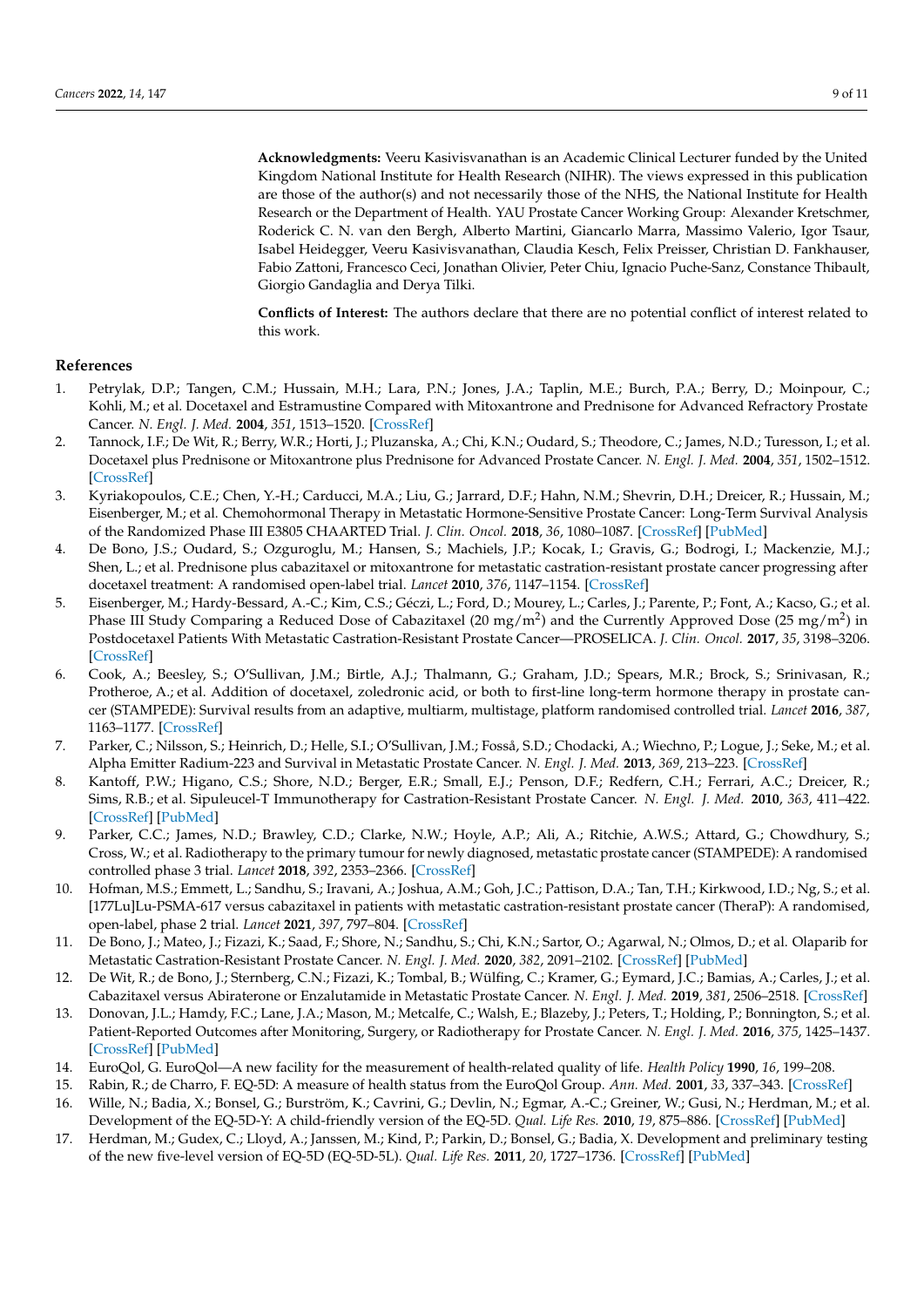**Acknowledgments:** Veeru Kasivisvanathan is an Academic Clinical Lecturer funded by the United Kingdom National Institute for Health Research (NIHR). The views expressed in this publication are those of the author(s) and not necessarily those of the NHS, the National Institute for Health Research or the Department of Health. YAU Prostate Cancer Working Group: Alexander Kretschmer, Roderick C. N. van den Bergh, Alberto Martini, Giancarlo Marra, Massimo Valerio, Igor Tsaur, Isabel Heidegger, Veeru Kasivisvanathan, Claudia Kesch, Felix Preisser, Christian D. Fankhauser, Fabio Zattoni, Francesco Ceci, Jonathan Olivier, Peter Chiu, Ignacio Puche-Sanz, Constance Thibault, Giorgio Gandaglia and Derya Tilki.

**Conflicts of Interest:** The authors declare that there are no potential conflict of interest related to this work.

## References

1. Petrylak, D.P.; Tangen, C.M.; Hussain, M.H.; Lara, P.N.; Jones, J.A.; Taplin, M.E.; Burch, P.A.; Berry, D.; Moinpour, C.; Kohli, M.; et al. Docetaxel and Estramustine Compared with Mitoxantrone and Prednisone for Advanced Refractory Prostate Cancer. *N. Engl. J. Med.* **2004**, *351*, 1513–1520. [CrossRef]
2. Tannock, I.F.; De Wit, R.; Berry, W.R.; Horti, J.; Pluzanska, A.; Chi, K.N.; Oudard, S.; Theodore, C.; James, N.D.; Turesson, I.; et al. Docetaxel plus Prednisone or Mitoxantrone plus Prednisone for Advanced Prostate Cancer. *N. Engl. J. Med.* **2004**, *351*, 1502–1512. [CrossRef]
3. Kyriakopoulos, C.E.; Chen, Y.-H.; Carducci, M.A.; Liu, G.; Jarrard, D.F.; Hahn, N.M.; Shevrin, D.H.; Dreicer, R.; Hussain, M.; Eisenberger, M.; et al. Chemohormonal Therapy in Metastatic Hormone-Sensitive Prostate Cancer: Long-Term Survival Analysis of the Randomized Phase III E3805 CHAARTED Trial. *J. Clin. Oncol.* **2018**, *36*, 1080–1087. [CrossRef] [PubMed]
4. De Bono, J.S.; Oudard, S.; Ozguroglu, M.; Hansen, S.; Machiels, J.P.; Kocak, I.; Gravis, G.; Bodrogi, I.; Mackenzie, M.J.; Shen, L.; et al. Prednisone plus cabazitaxel or mitoxantrone for metastatic castration-resistant prostate cancer progressing after docetaxel treatment: A randomised open-label trial. *Lancet* **2010**, *376*, 1147–1154. [CrossRef]
5. Eisenberger, M.; Hardy-Bessard, A.-C.; Kim, C.S.; Géczi, L.; Ford, D.; Mourey, L.; Carles, J.; Parente, P.; Font, A.; Kacso, G.; et al. Phase III Study Comparing a Reduced Dose of Cabazitaxel (20 mg/m$^2$) and the Currently Approved Dose (25 mg/m$^2$) in Postdocetaxel Patients With Metastatic Castration-Resistant Prostate Cancer—PROSELICA. *J. Clin. Oncol.* **2017**, *35*, 3198–3206. [CrossRef]
6. Cook, A.; Beesley, S.; O'Sullivan, J.M.; Birtle, A.J.; Thalmann, G.; Graham, J.D.; Spears, M.R.; Brock, S.; Srinivasan, R.; Protheroe, A.; et al. Addition of docetaxel, zoledronic acid, or both to first-line long-term hormone therapy in prostate cancer (STAMPEDE): Survival results from an adaptive, multiarm, multistage, platform randomised controlled trial. *Lancet* **2016**, *387*, 1163–1177. [CrossRef]
7. Parker, C.; Nilsson, S.; Heinrich, D.; Helle, S.I.; O'Sullivan, J.M.; Fosså, S.D.; Chodacki, A.; Wiechno, P.; Logue, J.; Seke, M.; et al. Alpha Emitter Radium-223 and Survival in Metastatic Prostate Cancer. *N. Engl. J. Med.* **2013**, *369*, 213–223. [CrossRef]
8. Kantoff, P.W.; Higano, C.S.; Shore, N.D.; Berger, E.R.; Small, E.J.; Penson, D.F.; Redfern, C.H.; Ferrari, A.C.; Dreicer, R.; Sims, R.B.; et al. Sipuleucel-T Immunotherapy for Castration-Resistant Prostate Cancer. *N. Engl. J. Med.* **2010**, *363*, 411–422. [CrossRef] [PubMed]
9. Parker, C.C.; James, N.D.; Brawley, C.D.; Clarke, N.W.; Hoyle, A.P.; Ali, A.; Ritchie, A.W.S.; Attard, G.; Chowdhury, S.; Cross, W.; et al. Radiotherapy to the primary tumour for newly diagnosed, metastatic prostate cancer (STAMPEDE): A randomised controlled phase 3 trial. *Lancet* **2018**, *392*, 2353–2366. [CrossRef]
10. Hofman, M.S.; Emmett, L.; Sandhu, S.; Iravani, A.; Joshua, A.M.; Goh, J.C.; Pattison, D.A.; Tan, T.H.; Kirkwood, I.D.; Ng, S.; et al. [177Lu]Lu-PSMA-617 versus cabazitaxel in patients with metastatic castration-resistant prostate cancer (TheraP): A randomised, open-label, phase 2 trial. *Lancet* **2021**, *397*, 797–804. [CrossRef]
11. De Bono, J.; Mateo, J.; Fizazi, K.; Saad, F.; Shore, N.; Sandhu, S.; Chi, K.N.; Sartor, O.; Agarwal, N.; Olmos, D.; et al. Olaparib for Metastatic Castration-Resistant Prostate Cancer. *N. Engl. J. Med.* **2020**, *382*, 2091–2102. [CrossRef] [PubMed]
12. De Wit, R.; de Bono, J.; Sternberg, C.N.; Fizazi, K.; Tombal, B.; Wülfing, C.; Kramer, G.; Eymard, J.C.; Bamias, A.; Carles, J.; et al. Cabazitaxel versus Abiraterone or Enzalutamide in Metastatic Prostate Cancer. *N. Engl. J. Med.* **2019**, *381*, 2506–2518. [CrossRef]
13. Donovan, J.L.; Hamdy, F.C.; Lane, J.A.; Mason, M.; Metcalfe, C.; Walsh, E.; Blazeby, J.; Peters, T.; Holding, P.; Bonnington, S.; et al. Patient-Reported Outcomes after Monitoring, Surgery, or Radiotherapy for Prostate Cancer. *N. Engl. J. Med.* **2016**, *375*, 1425–1437. [CrossRef] [PubMed]
14. EuroQol, G. EuroQol—A new facility for the measurement of health-related quality of life. *Health Policy* **1990**, *16*, 199–208.
15. Rabin, R.; de Charro, F. EQ-5D: A measure of health status from the EuroQol Group. *Ann. Med.* **2001**, *33*, 337–343. [CrossRef]
16. Wille, N.; Badia, X.; Bonsel, G.; Burström, K.; Cavrini, G.; Devlin, N.; Egmar, A.-C.; Greiner, W.; Gusi, N.; Herdman, M.; et al. Development of the EQ-5D-Y: A child-friendly version of the EQ-5D. *Qual. Life Res.* **2010**, *19*, 875–886. [CrossRef] [PubMed]
17. Herdman, M.; Gudex, C.; Lloyd, A.; Janssen, M.; Kind, P.; Parkin, D.; Bonsel, G.; Badia, X. Development and preliminary testing of the new five-level version of EQ-5D (EQ-5D-5L). *Qual. Life Res.* **2011**, *20*, 1727–1736. [CrossRef] [PubMed]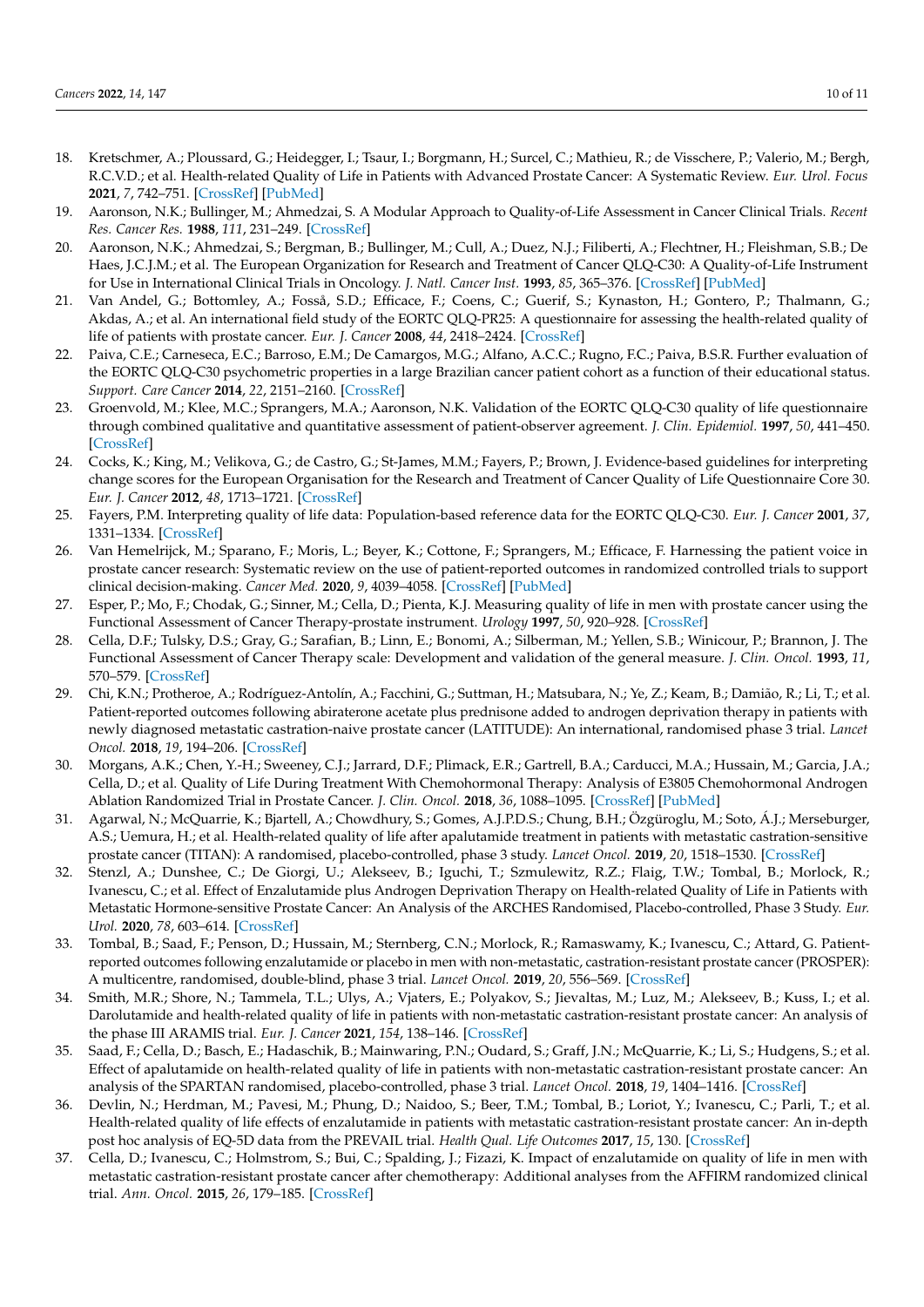18. Kretschmer, A.; Ploussard, G.; Heidegger, I.; Tsaur, I.; Borgmann, H.; Surcel, C.; Mathieu, R.; de Visschere, P.; Valerio, M.; Bergh, R.C.V.D.; et al. Health-related Quality of Life in Patients with Advanced Prostate Cancer: A Systematic Review. *Eur. Urol. Focus* **2021**, *7*, 742–751. [CrossRef] [PubMed]
19. Aaronson, N.K.; Bullinger, M.; Ahmedzai, S. A Modular Approach to Quality-of-Life Assessment in Cancer Clinical Trials. *Recent Res. Cancer Res.* **1988**, *111*, 231–249. [CrossRef]
20. Aaronson, N.K.; Ahmedzai, S.; Bergman, B.; Bullinger, M.; Cull, A.; Duez, N.J.; Filiberti, A.; Flechtner, H.; Fleishman, S.B.; De Haes, J.C.J.M.; et al. The European Organization for Research and Treatment of Cancer QLQ-C30: A Quality-of-Life Instrument for Use in International Clinical Trials in Oncology. *J. Natl. Cancer Inst.* **1993**, *85*, 365–376. [CrossRef] [PubMed]
21. Van Andel, G.; Bottomley, A.; Fosså, S.D.; Efficace, F.; Coens, C.; Guerif, S.; Kynaston, H.; Gontero, P.; Thalmann, G.; Akdas, A.; et al. An international field study of the EORTC QLQ-PR25: A questionnaire for assessing the health-related quality of life of patients with prostate cancer. *Eur. J. Cancer* **2008**, *44*, 2418–2424. [CrossRef]
22. Paiva, C.E.; Carneseca, E.C.; Barroso, E.M.; De Camargos, M.G.; Alfano, A.C.C.; Rugno, F.C.; Paiva, B.S.R. Further evaluation of the EORTC QLQ-C30 psychometric properties in a large Brazilian cancer patient cohort as a function of their educational status. *Support. Care Cancer* **2014**, *22*, 2151–2160. [CrossRef]
23. Groenvold, M.; Klee, M.C.; Sprangers, M.A.; Aaronson, N.K. Validation of the EORTC QLQ-C30 quality of life questionnaire through combined qualitative and quantitative assessment of patient-observer agreement. *J. Clin. Epidemiol.* **1997**, *50*, 441–450. [CrossRef]
24. Cocks, K.; King, M.; Velikova, G.; de Castro, G.; St-James, M.M.; Fayers, P.; Brown, J. Evidence-based guidelines for interpreting change scores for the European Organisation for the Research and Treatment of Cancer Quality of Life Questionnaire Core 30. *Eur. J. Cancer* **2012**, *48*, 1713–1721. [CrossRef]
25. Fayers, P.M. Interpreting quality of life data: Population-based reference data for the EORTC QLQ-C30. *Eur. J. Cancer* **2001**, *37*, 1331–1334. [CrossRef]
26. Van Hemelrijck, M.; Sparano, F.; Moris, L.; Beyer, K.; Cottone, F.; Sprangers, M.; Efficace, F. Harnessing the patient voice in prostate cancer research: Systematic review on the use of patient-reported outcomes in randomized controlled trials to support clinical decision-making. *Cancer Med.* **2020**, *9*, 4039–4058. [CrossRef] [PubMed]
27. Esper, P.; Mo, F.; Chodak, G.; Sinner, M.; Cella, D.; Pienta, K.J. Measuring quality of life in men with prostate cancer using the Functional Assessment of Cancer Therapy-prostate instrument. *Urology* **1997**, *50*, 920–928. [CrossRef]
28. Cella, D.F.; Tulsky, D.S.; Gray, G.; Sarafian, B.; Linn, E.; Bonomi, A.; Silberman, M.; Yellen, S.B.; Winicour, P.; Brannon, J. The Functional Assessment of Cancer Therapy scale: Development and validation of the general measure. *J. Clin. Oncol.* **1993**, *11*, 570–579. [CrossRef]
29. Chi, K.N.; Protheroe, A.; Rodríguez-Antolín, A.; Facchini, G.; Suttman, H.; Matsubara, N.; Ye, Z.; Keam, B.; Damião, R.; Li, T.; et al. Patient-reported outcomes following abiraterone acetate plus prednisone added to androgen deprivation therapy in patients with newly diagnosed metastatic castration-naive prostate cancer (LATITUDE): An international, randomised phase 3 trial. *Lancet Oncol.* **2018**, *19*, 194–206. [CrossRef]
30. Morgans, A.K.; Chen, Y.-H.; Sweeney, C.J.; Jarrard, D.F.; Plimack, E.R.; Gartrell, B.A.; Carducci, M.A.; Hussain, M.; Garcia, J.A.; Cella, D.; et al. Quality of Life During Treatment With Chemohormonal Therapy: Analysis of E3805 Chemohormonal Androgen Ablation Randomized Trial in Prostate Cancer. *J. Clin. Oncol.* **2018**, *36*, 1088–1095. [CrossRef] [PubMed]
31. Agarwal, N.; McQuarrie, K.; Bjartell, A.; Chowdhury, S.; Gomes, A.J.P.D.S.; Chung, B.H.; Özgüroglu, M.; Soto, Á.J.; Merseburger, A.S.; Uemura, H.; et al. Health-related quality of life after apalutamide treatment in patients with metastatic castration-sensitive prostate cancer (TITAN): A randomised, placebo-controlled, phase 3 study. *Lancet Oncol.* **2019**, *20*, 1518–1530. [CrossRef]
32. Stenzl, A.; Dunshee, C.; De Giorgi, U.; Alekseev, B.; Iguchi, T.; Szmulewitz, R.Z.; Flaig, T.W.; Tombal, B.; Morlock, R.; Ivanescu, C.; et al. Effect of Enzalutamide plus Androgen Deprivation Therapy on Health-related Quality of Life in Patients with Metastatic Hormone-sensitive Prostate Cancer: An Analysis of the ARCHES Randomised, Placebo-controlled, Phase 3 Study. *Eur. Urol.* **2020**, *78*, 603–614. [CrossRef]
33. Tombal, B.; Saad, F.; Penson, D.; Hussain, M.; Sternberg, C.N.; Morlock, R.; Ramaswamy, K.; Ivanescu, C.; Attard, G. Patient-reported outcomes following enzalutamide or placebo in men with non-metastatic, castration-resistant prostate cancer (PROSPER): A multicentre, randomised, double-blind, phase 3 trial. *Lancet Oncol.* **2019**, *20*, 556–569. [CrossRef]
34. Smith, M.R.; Shore, N.; Tammela, T.L.; Ulys, A.; Vjaters, E.; Polyakov, S.; Jievaltas, M.; Luz, M.; Alekseev, B.; Kuss, I.; et al. Darolutamide and health-related quality of life in patients with non-metastatic castration-resistant prostate cancer: An analysis of the phase III ARAMIS trial. *Eur. J. Cancer* **2021**, *154*, 138–146. [CrossRef]
35. Saad, F.; Cella, D.; Basch, E.; Hadaschik, B.; Mainwaring, P.N.; Oudard, S.; Graff, J.N.; McQuarrie, K.; Li, S.; Hudgens, S.; et al. Effect of apalutamide on health-related quality of life in patients with non-metastatic castration-resistant prostate cancer: An analysis of the SPARTAN randomised, placebo-controlled, phase 3 trial. *Lancet Oncol.* **2018**, *19*, 1404–1416. [CrossRef]
36. Devlin, N.; Herdman, M.; Pavesi, M.; Phung, D.; Naidoo, S.; Beer, T.M.; Tombal, B.; Loriot, Y.; Ivanescu, C.; Parli, T.; et al. Health-related quality of life effects of enzalutamide in patients with metastatic castration-resistant prostate cancer: An in-depth post hoc analysis of EQ-5D data from the PREVAIL trial. *Health Qual. Life Outcomes* **2017**, *15*, 130. [CrossRef]
37. Cella, D.; Ivanescu, C.; Holmstrom, S.; Bui, C.; Spalding, J.; Fizazi, K. Impact of enzalutamide on quality of life in men with metastatic castration-resistant prostate cancer after chemotherapy: Additional analyses from the AFFIRM randomized clinical trial. *Ann. Oncol.* **2015**, *26*, 179–185. [CrossRef]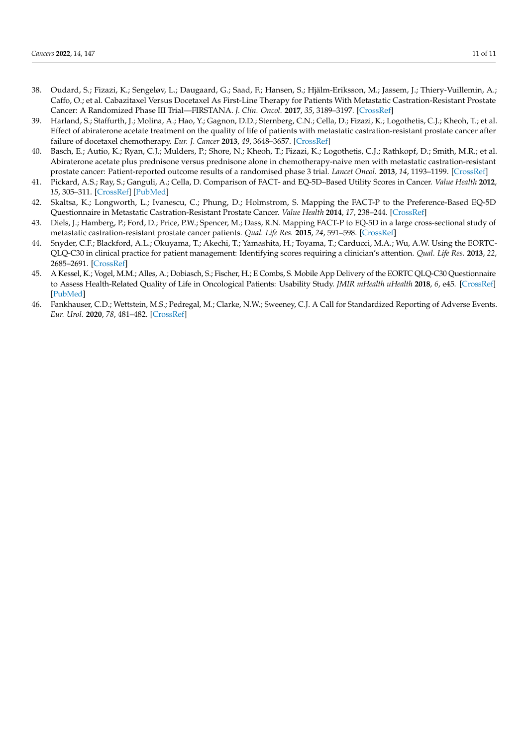38. Oudard, S.; Fizazi, K.; Sengeløv, L.; Daugaard, G.; Saad, F.; Hansen, S.; Hjälm-Eriksson, M.; Jassem, J.; Thiery-Vuillemin, A.; Caffo, O.; et al. Cabazitaxel Versus Docetaxel As First-Line Therapy for Patients With Metastatic Castration-Resistant Prostate Cancer: A Randomized Phase III Trial—FIRSTANA. *J. Clin. Oncol.* **2017**, *35*, 3189–3197. [CrossRef]
39. Harland, S.; Staffurth, J.; Molina, A.; Hao, Y.; Gagnon, D.D.; Sternberg, C.N.; Cella, D.; Fizazi, K.; Logothetis, C.J.; Kheoh, T.; et al. Effect of abiraterone acetate treatment on the quality of life of patients with metastatic castration-resistant prostate cancer after failure of docetaxel chemotherapy. *Eur. J. Cancer* **2013**, *49*, 3648–3657. [CrossRef]
40. Basch, E.; Autio, K.; Ryan, C.J.; Mulders, P.; Shore, N.; Kheoh, T.; Fizazi, K.; Logothetis, C.J.; Rathkopf, D.; Smith, M.R.; et al. Abiraterone acetate plus prednisone versus prednisone alone in chemotherapy-naive men with metastatic castration-resistant prostate cancer: Patient-reported outcome results of a randomised phase 3 trial. *Lancet Oncol.* **2013**, *14*, 1193–1199. [CrossRef]
41. Pickard, A.S.; Ray, S.; Ganguli, A.; Cella, D. Comparison of FACT- and EQ-5D–Based Utility Scores in Cancer. *Value Health* **2012**, *15*, 305–311. [CrossRef] [PubMed]
42. Skaltsa, K.; Longworth, L.; Ivanescu, C.; Phung, D.; Holmstrom, S. Mapping the FACT-P to the Preference-Based EQ-5D Questionnaire in Metastatic Castration-Resistant Prostate Cancer. *Value Health* **2014**, *17*, 238–244. [CrossRef]
43. Diels, J.; Hamberg, P.; Ford, D.; Price, P.W.; Spencer, M.; Dass, R.N. Mapping FACT-P to EQ-5D in a large cross-sectional study of metastatic castration-resistant prostate cancer patients. *Qual. Life Res.* **2015**, *24*, 591–598. [CrossRef]
44. Snyder, C.F.; Blackford, A.L.; Okuyama, T.; Akechi, T.; Yamashita, H.; Toyama, T.; Carducci, M.A.; Wu, A.W. Using the EORTC-QLQ-C30 in clinical practice for patient management: Identifying scores requiring a clinician's attention. *Qual. Life Res.* **2013**, *22*, 2685–2691. [CrossRef]
45. A Kessel, K.; Vogel, M.M.; Alles, A.; Dobiasch, S.; Fischer, H.; E Combs, S. Mobile App Delivery of the EORTC QLQ-C30 Questionnaire to Assess Health-Related Quality of Life in Oncological Patients: Usability Study. *JMIR mHealth uHealth* **2018**, *6*, e45. [CrossRef] [PubMed]
46. Fankhauser, C.D.; Wettstein, M.S.; Pedregal, M.; Clarke, N.W.; Sweeney, C.J. A Call for Standardized Reporting of Adverse Events. *Eur. Urol.* **2020**, *78*, 481–482. [CrossRef]